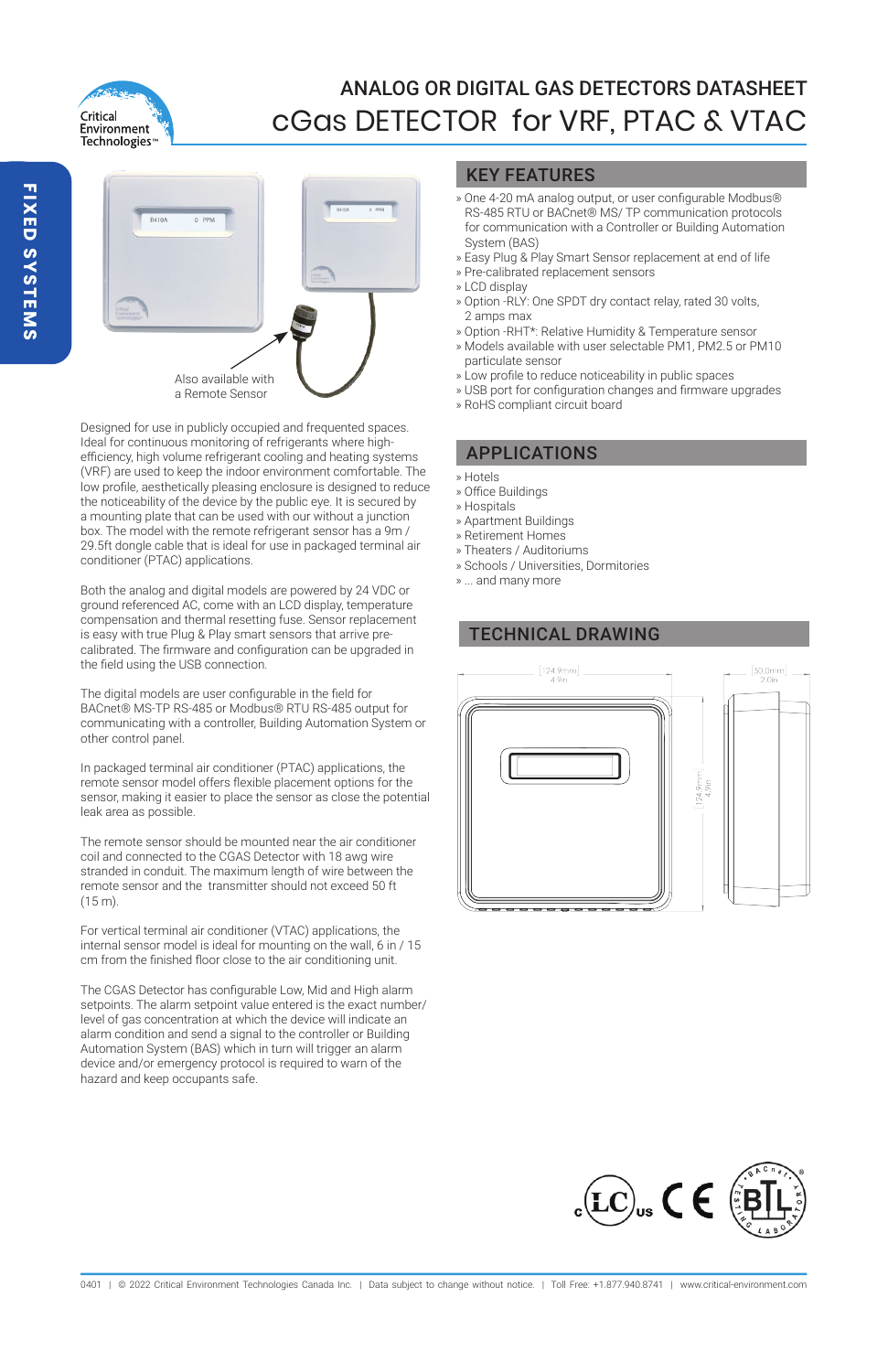# ANALOG OR DIGITAL GAS DETECTORS DATASHEET

# cGas DETECTOR for VRF, PTAC & VTAC

FIXED SYSTEMS

Also available with a Remote Sensor

Designed for use in publicly occupied and frequented spaces. Ideal for continuous monitoring of refrigerants where high-efficiency, high volume refrigerant cooling and heating systems (VRF) are used to keep the indoor environment comfortable. The low profile, aesthetically pleasing enclosure is designed to reduce the noticeability of the device by the public eye. It is secured by a mounting plate that can be used with our without a junction box. The model with the remote refrigerant sensor has a 9m / 29.5ft dongle cable that is ideal for use in packaged terminal air conditioner (PTAC) applications.

Both the analog and digital models are powered by 24 VDC or ground referenced AC, come with an LCD display, temperature compensation and thermal resetting fuse. Sensor replacement is easy with true Plug & Play smart sensors that arrive pre-calibrated. The firmware and configuration can be upgraded in the field using the USB connection.

The digital models are user configurable in the field for BACnet® MS-TP RS-485 or Modbus® RTU RS-485 output for communicating with a controller, Building Automation System or other control panel.

In packaged terminal air conditioner (PTAC) applications, the remote sensor model offers flexible placement options for the sensor, making it easier to place the sensor as close the potential leak area as possible.

The remote sensor should be mounted near the air conditioner coil and connected to the CGAS Detector with 18 awg wire stranded in conduit. The maximum length of wire between the remote sensor and the transmitter should not exceed 50 ft (15 m).

For vertical terminal air conditioner (VTAC) applications, the internal sensor model is ideal for mounting on the wall, 6 in / 15 cm from the finished floor close to the air conditioning unit.

The CGAS Detector has configurable Low, Mid and High alarm setpoints. The alarm setpoint value entered is the exact number/ level of gas concentration at which the device will indicate an alarm condition and send a signal to the controller or Building Automation System (BAS) which in turn will trigger an alarm device and/or emergency protocol is required to warn of the hazard and keep occupants safe.

## KEY FEATURES

- One 4-20 mA analog output, or user configurable Modbus® RS-485 RTU or BACnet® MS/ TP communication protocols for communication with a Controller or Building Automation System (BAS)
- Easy Plug & Play Smart Sensor replacement at end of life
- Pre-calibrated replacement sensors
- LCD display
- Option -RLY: One SPDT dry contact relay, rated 30 volts, 2 amps max
- Option -RHT*: Relative Humidity & Temperature sensor
- Models available with user selectable PM1, PM2.5 or PM10 particulate sensor
- Low profile to reduce noticeability in public spaces
- USB port for configuration changes and firmware upgrades
- RoHS compliant circuit board

## APPLICATIONS

- Hotels
- Office Buildings
- Hospitals
- Apartment Buildings
- Retirement Homes
- Theaters / Auditoriums
- Schools / Universities, Dormitories
- ... and many more

## TECHNICAL DRAWING

[124.9mm] 4.9in

[50.0mm] 2.0in

[124.9mm] 4.9in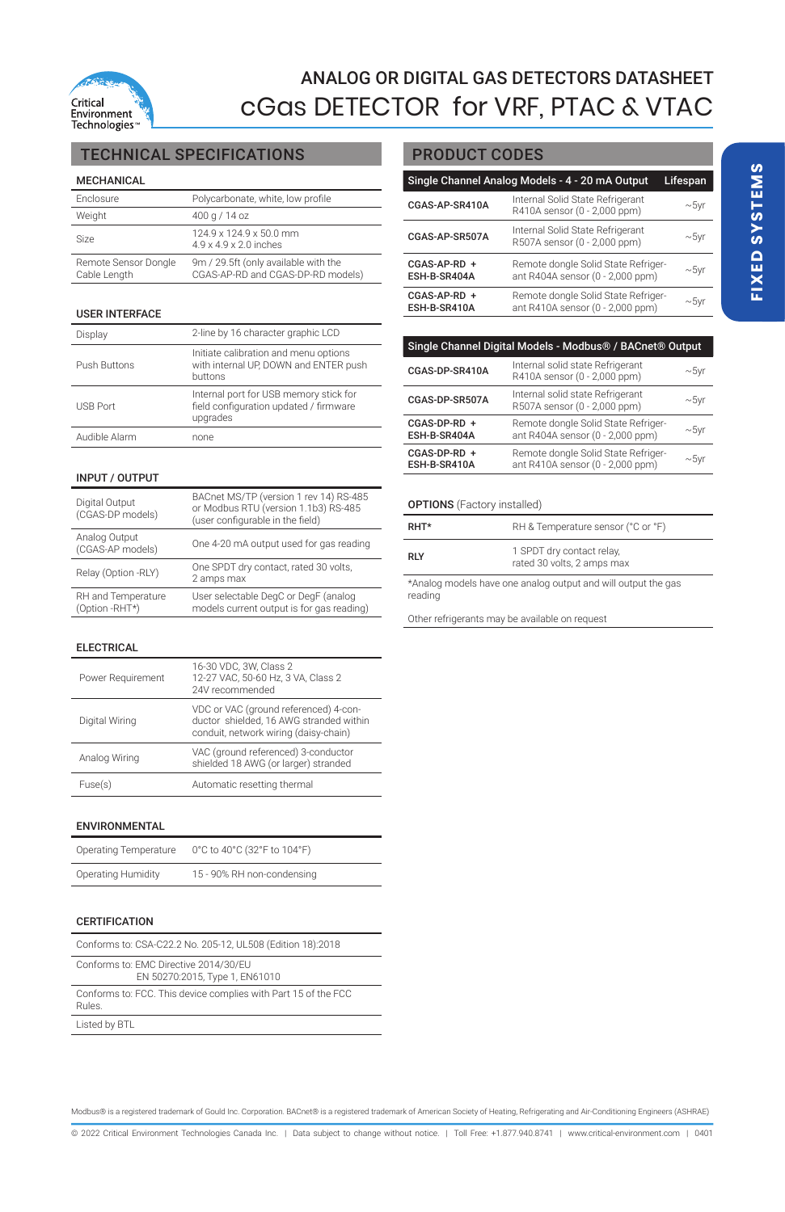# ANALOG OR DIGITAL GAS DETECTORS DATASHEET

# cGas DETECTOR for VRF, PTAC & VTAC

FIXED SYSTEMS

## TECHNICAL SPECIFICATIONS

### MECHANICAL

| | |
|---|---|
| Enclosure | Polycarbonate, white, low profile |
| Weight | 400 g / 14 oz |
| Size | 124.9 x 124.9 x 50.0 mm<br>4.9 x 4.9 x 2.0 inches |
| Remote Sensor Dongle Cable Length | 9m / 29.5ft (only available with the CGAS-AP-RD and CGAS-DP-RD models) |

### USER INTERFACE

| | |
|---|---|
| Display | 2-line by 16 character graphic LCD |
| Push Buttons | Initiate calibration and menu options with internal UP, DOWN and ENTER push buttons |
| USB Port | Internal port for USB memory stick for field configuration updated / firmware upgrades |
| Audible Alarm | none |

### INPUT / OUTPUT

| | |
|---|---|
| Digital Output (CGAS-DP models) | BACnet MS/TP (version 1 rev 14) RS-485 or Modbus RTU (version 1.1b3) RS-485 (user configurable in the field) |
| Analog Output (CGAS-AP models) | One 4-20 mA output used for gas reading |
| Relay (Option -RLY) | One SPDT dry contact, rated 30 volts, 2 amps max |
| RH and Temperature (Option -RHT*) | User selectable DegC or DegF (analog models current output is for gas reading) |

### ELECTRICAL

| | |
|---|---|
| Power Requirement | 16-30 VDC, 3W, Class 2<br>12-27 VAC, 50-60 Hz, 3 VA, Class 2<br>24V recommended |
| Digital Wiring | VDC or VAC (ground referenced) 4-conductor shielded, 16 AWG stranded within conduit, network wiring (daisy-chain) |
| Analog Wiring | VAC (ground referenced) 3-conductor shielded 18 AWG (or larger) stranded |
| Fuse(s) | Automatic resetting thermal |

### ENVIRONMENTAL

| | |
|---|---|
| Operating Temperature | 0°C to 40°C (32°F to 104°F) |
| Operating Humidity | 15 - 90% RH non-condensing |

### CERTIFICATION

- Conforms to: CSA-C22.2 No. 205-12, UL508 (Edition 18):2018
- Conforms to: EMC Directive 2014/30/EU
  EN 50270:2015, Type 1, EN61010
- Conforms to: FCC. This device complies with Part 15 of the FCC Rules.
- Listed by BTL

## PRODUCT CODES

| Single Channel Analog Models - 4 - 20 mA Output | | Lifespan |
|---|---|---|
| **CGAS-AP-SR410A** | Internal Solid State Refrigerant R410A sensor (0 - 2,000 ppm) | ~5yr |
| **CGAS-AP-SR507A** | Internal Solid State Refrigerant R507A sensor (0 - 2,000 ppm) | ~5yr |
| **CGAS-AP-RD + ESH-B-SR404A** | Remote dongle Solid State Refrigerant R404A sensor (0 - 2,000 ppm) | ~5yr |
| **CGAS-AP-RD + ESH-B-SR410A** | Remote dongle Solid State Refrigerant R410A sensor (0 - 2,000 ppm) | ~5yr |

| Single Channel Digital Models - Modbus® / BACnet® Output | | |
|---|---|---|
| **CGAS-DP-SR410A** | Internal solid state Refrigerant R410A sensor (0 - 2,000 ppm) | ~5yr |
| **CGAS-DP-SR507A** | Internal solid state Refrigerant R507A sensor (0 - 2,000 ppm) | ~5yr |
| **CGAS-DP-RD + ESH-B-SR404A** | Remote dongle Solid State Refrigerant R404A sensor (0 - 2,000 ppm) | ~5yr |
| **CGAS-DP-RD + ESH-B-SR410A** | Remote dongle Solid State Refrigerant R410A sensor (0 - 2,000 ppm) | ~5yr |

### OPTIONS (Factory installed)

| | |
|---|---|
| **RHT*** | RH & Temperature sensor (°C or °F) |
| **RLY** | 1 SPDT dry contact relay, rated 30 volts, 2 amps max |

*Analog models have one analog output and will output the gas reading

Other refrigerants may be available on request

Modbus® is a registered trademark of Gould Inc. Corporation. BACnet® is a registered trademark of American Society of Heating, Refrigerating and Air-Conditioning Engineers (ASHRAE)

© 2022 Critical Environment Technologies Canada Inc. | Data subject to change without notice. | Toll Free: +1.877.940.8741 | www.critical-environment.com | 0401